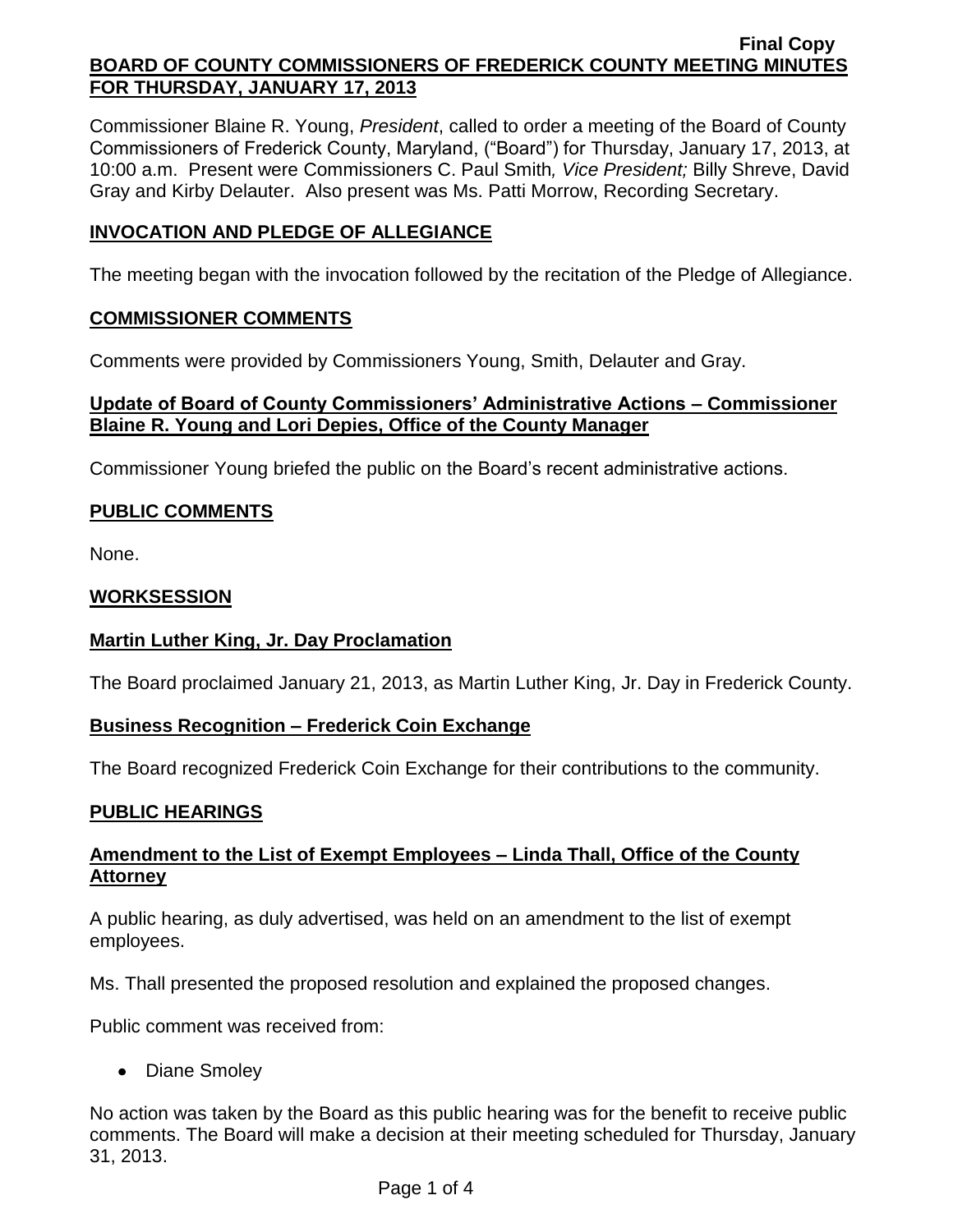**Final Copy**

# BOARD OF COUNTY COMMISSIONERS OF FREDERICK COUNTY MEETING MINUTES FOR THURSDAY, JANUARY 17, 2013

Commissioner Blaine R. Young, *President*, called to order a meeting of the Board of County Commissioners of Frederick County, Maryland, ("Board") for Thursday, January 17, 2013, at 10:00 a.m. Present were Commissioners C. Paul Smith*, Vice President;* Billy Shreve, David Gray and Kirby Delauter. Also present was Ms. Patti Morrow, Recording Secretary.

## INVOCATION AND PLEDGE OF ALLEGIANCE

The meeting began with the invocation followed by the recitation of the Pledge of Allegiance.

## COMMISSIONER COMMENTS

Comments were provided by Commissioners Young, Smith, Delauter and Gray.

### Update of Board of County Commissioners' Administrative Actions – Commissioner Blaine R. Young and Lori Depies, Office of the County Manager

Commissioner Young briefed the public on the Board's recent administrative actions.

## PUBLIC COMMENTS

None.

## WORKSESSION

### Martin Luther King, Jr. Day Proclamation

The Board proclaimed January 21, 2013, as Martin Luther King, Jr. Day in Frederick County.

### Business Recognition – Frederick Coin Exchange

The Board recognized Frederick Coin Exchange for their contributions to the community.

## PUBLIC HEARINGS

### Amendment to the List of Exempt Employees – Linda Thall, Office of the County Attorney

A public hearing, as duly advertised, was held on an amendment to the list of exempt employees.

Ms. Thall presented the proposed resolution and explained the proposed changes.

Public comment was received from:

- Diane Smoley

No action was taken by the Board as this public hearing was for the benefit to receive public comments. The Board will make a decision at their meeting scheduled for Thursday, January 31, 2013.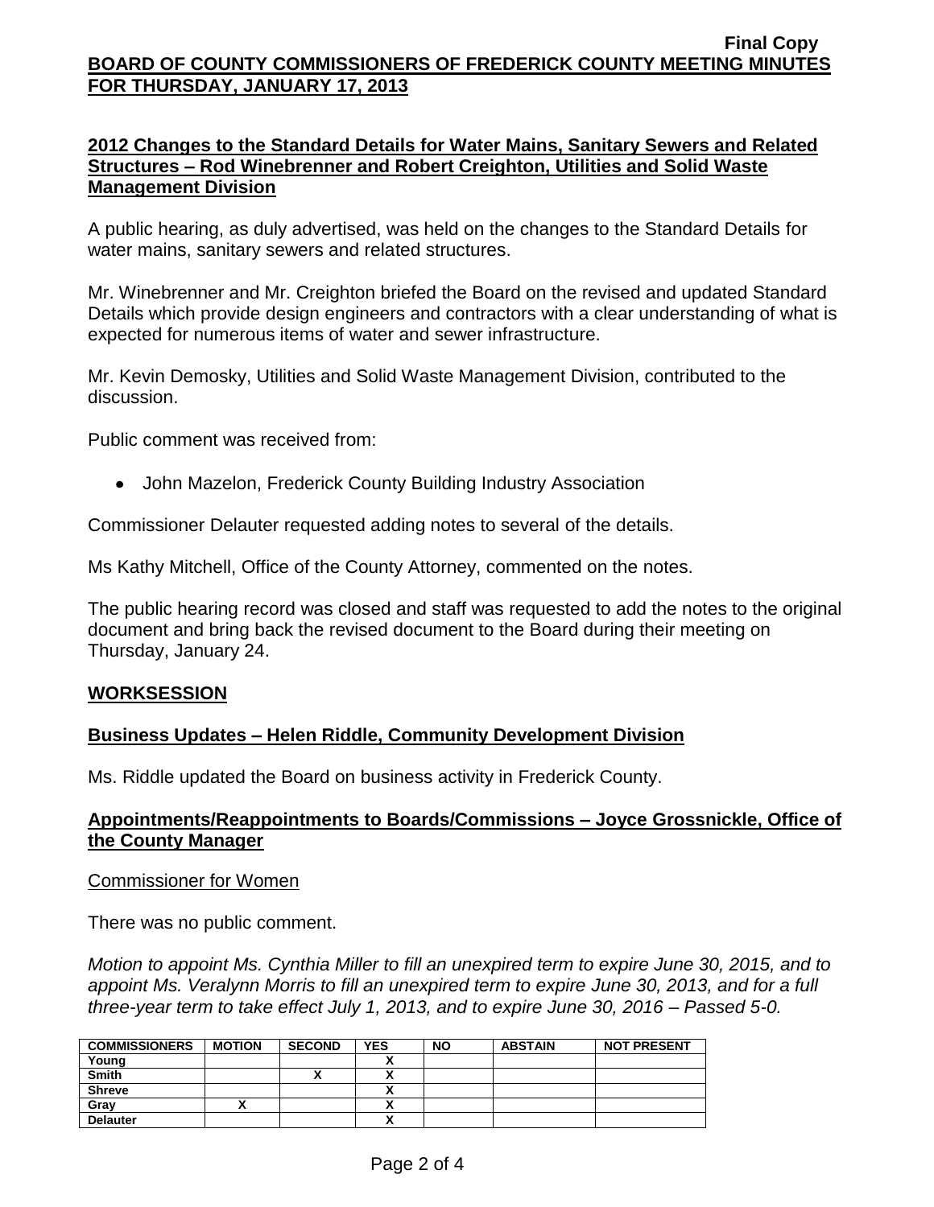**2012 Changes to the Standard Details for Water Mains, Sanitary Sewers and Related Structures – Rod Winebrenner and Robert Creighton, Utilities and Solid Waste Management Division**

A public hearing, as duly advertised, was held on the changes to the Standard Details for water mains, sanitary sewers and related structures.

Mr. Winebrenner and Mr. Creighton briefed the Board on the revised and updated Standard Details which provide design engineers and contractors with a clear understanding of what is expected for numerous items of water and sewer infrastructure.

Mr. Kevin Demosky, Utilities and Solid Waste Management Division, contributed to the discussion.

Public comment was received from:

- John Mazelon, Frederick County Building Industry Association

Commissioner Delauter requested adding notes to several of the details.

Ms Kathy Mitchell, Office of the County Attorney, commented on the notes.

The public hearing record was closed and staff was requested to add the notes to the original document and bring back the revised document to the Board during their meeting on Thursday, January 24.

**WORKSESSION**

**Business Updates – Helen Riddle, Community Development Division**

Ms. Riddle updated the Board on business activity in Frederick County.

**Appointments/Reappointments to Boards/Commissions – Joyce Grossnickle, Office of the County Manager**

Commissioner for Women

There was no public comment.

*Motion to appoint Ms. Cynthia Miller to fill an unexpired term to expire June 30, 2015, and to appoint Ms. Veralynn Morris to fill an unexpired term to expire June 30, 2013, and for a full three-year term to take effect July 1, 2013, and to expire June 30, 2016 – Passed 5-0.*

| COMMISSIONERS | MOTION | SECOND | YES | NO | ABSTAIN | NOT PRESENT |
|---|---|---|---|---|---|---|
| Young | | | X | | | |
| Smith | | X | X | | | |
| Shreve | | | X | | | |
| Gray | X | | X | | | |
| Delauter | | | X | | | |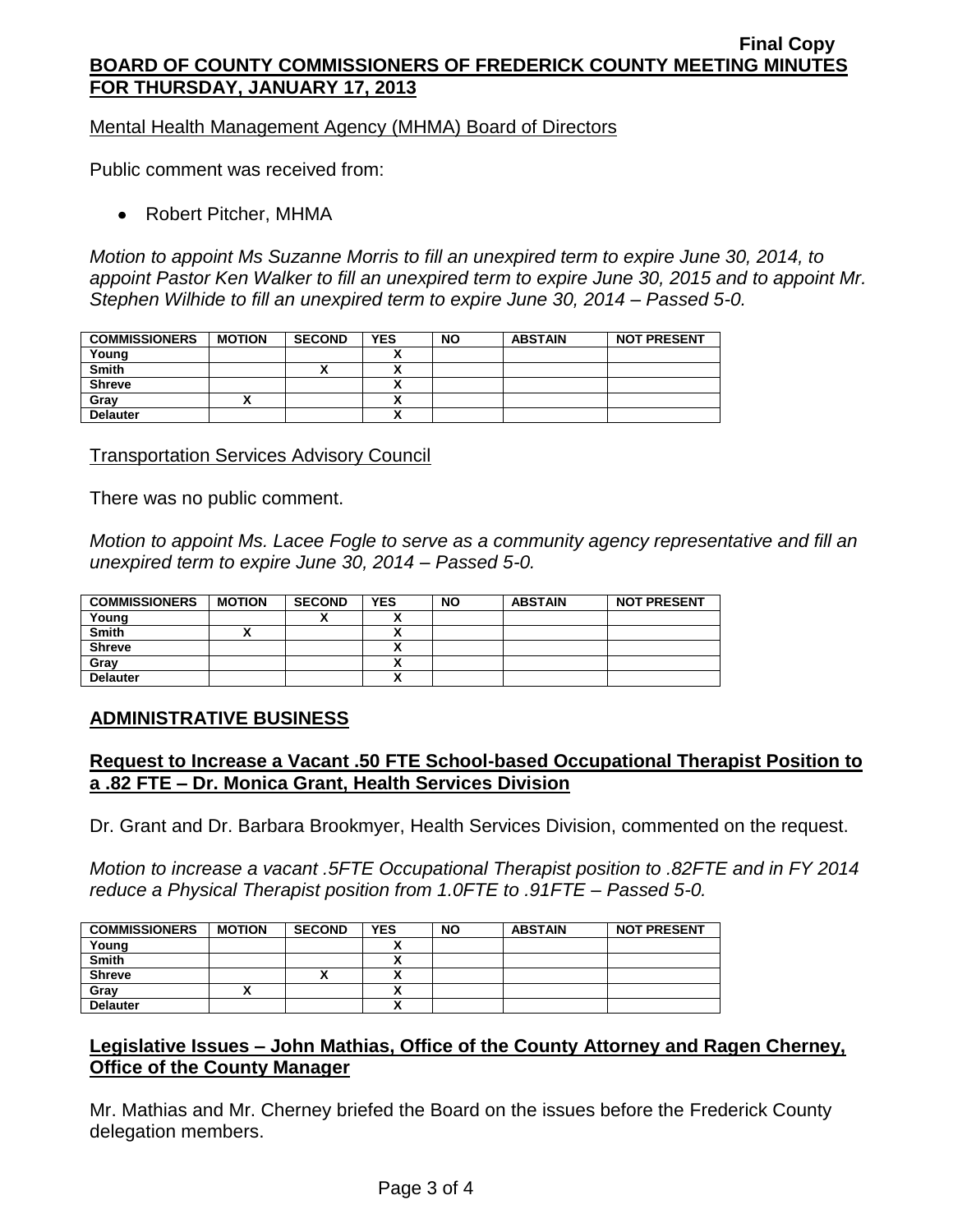Mental Health Management Agency (MHMA) Board of Directors

Public comment was received from:

- Robert Pitcher, MHMA

*Motion to appoint Ms Suzanne Morris to fill an unexpired term to expire June 30, 2014, to appoint Pastor Ken Walker to fill an unexpired term to expire June 30, 2015 and to appoint Mr. Stephen Wilhide to fill an unexpired term to expire June 30, 2014 – Passed 5-0.*

| COMMISSIONERS | MOTION | SECOND | YES | NO | ABSTAIN | NOT PRESENT |
|---|---|---|---|---|---|---|
| Young | | | X | | | |
| Smith | | X | X | | | |
| Shreve | | | X | | | |
| Gray | X | | X | | | |
| Delauter | | | X | | | |

Transportation Services Advisory Council

There was no public comment.

*Motion to appoint Ms. Lacee Fogle to serve as a community agency representative and fill an unexpired term to expire June 30, 2014 – Passed 5-0.*

| COMMISSIONERS | MOTION | SECOND | YES | NO | ABSTAIN | NOT PRESENT |
|---|---|---|---|---|---|---|
| Young | | X | X | | | |
| Smith | X | | X | | | |
| Shreve | | | X | | | |
| Gray | | | X | | | |
| Delauter | | | X | | | |

## ADMINISTRATIVE BUSINESS

### Request to Increase a Vacant .50 FTE School-based Occupational Therapist Position to a .82 FTE – Dr. Monica Grant, Health Services Division

Dr. Grant and Dr. Barbara Brookmyer, Health Services Division, commented on the request.

*Motion to increase a vacant .5FTE Occupational Therapist position to .82FTE and in FY 2014 reduce a Physical Therapist position from 1.0FTE to .91FTE – Passed 5-0.*

| COMMISSIONERS | MOTION | SECOND | YES | NO | ABSTAIN | NOT PRESENT |
|---|---|---|---|---|---|---|
| Young | | | X | | | |
| Smith | | | X | | | |
| Shreve | | X | X | | | |
| Gray | X | | X | | | |
| Delauter | | | X | | | |

### Legislative Issues – John Mathias, Office of the County Attorney and Ragen Cherney, Office of the County Manager

Mr. Mathias and Mr. Cherney briefed the Board on the issues before the Frederick County delegation members.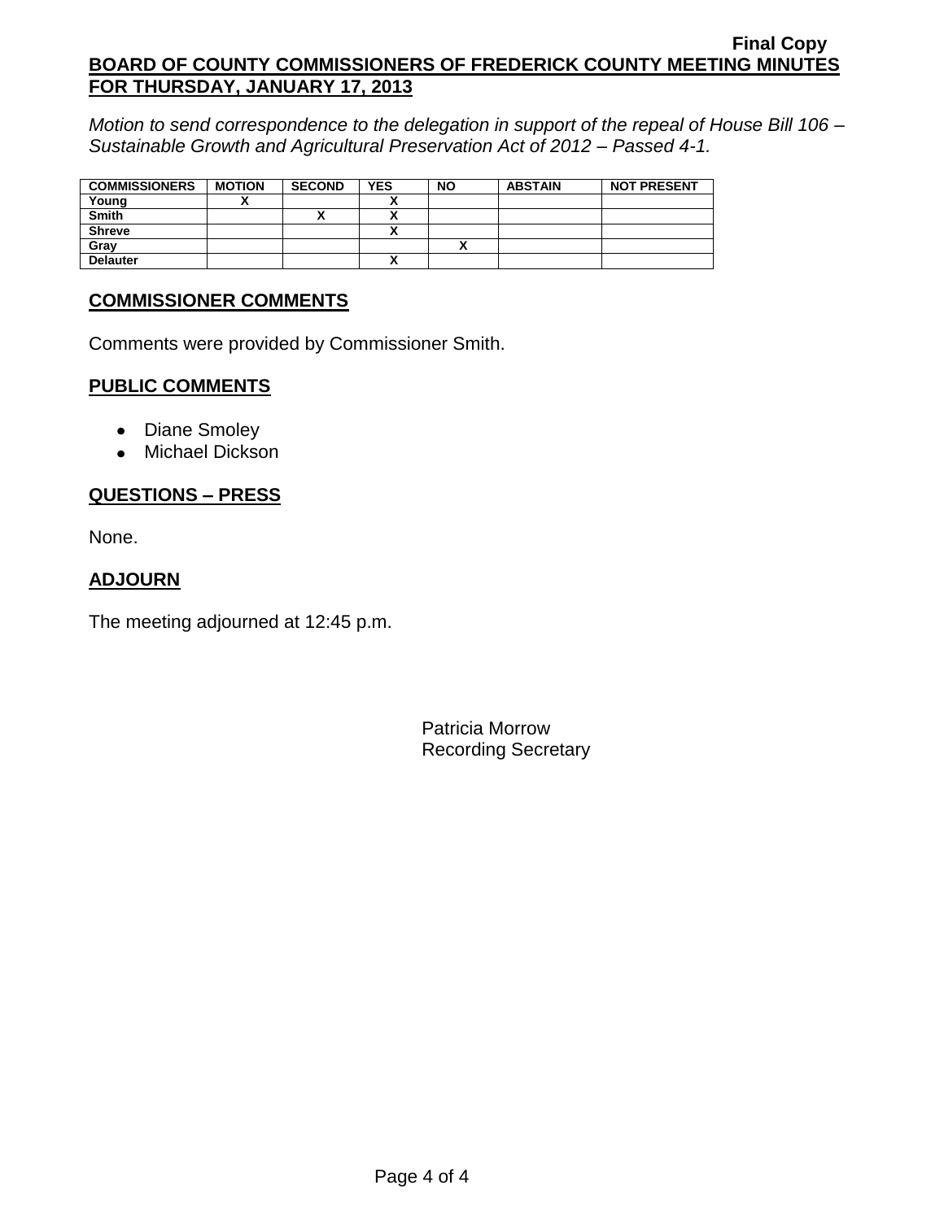*Motion to send correspondence to the delegation in support of the repeal of House Bill 106 – Sustainable Growth and Agricultural Preservation Act of 2012 – Passed 4-1.*

| COMMISSIONERS | MOTION | SECOND | YES | NO | ABSTAIN | NOT PRESENT |
|---|---|---|---|---|---|---|
| Young | X | | X | | | |
| Smith | | X | X | | | |
| Shreve | | | X | | | |
| Gray | | | | X | | |
| Delauter | | | X | | | |

## COMMISSIONER COMMENTS

Comments were provided by Commissioner Smith.

## PUBLIC COMMENTS

- Diane Smoley
- Michael Dickson

## QUESTIONS – PRESS

None.

## ADJOURN

The meeting adjourned at 12:45 p.m.

Patricia Morrow
Recording Secretary